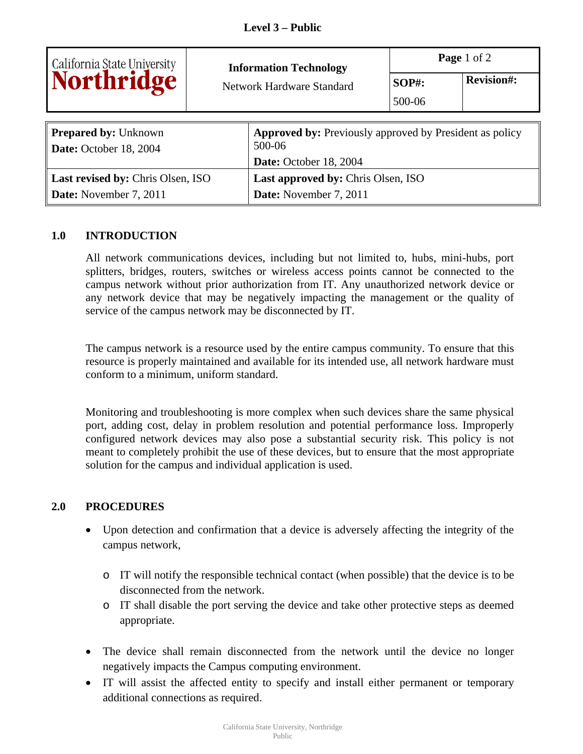**Level 3 – Public**

| California State University Northridge | **Information Technology**<br>Network Hardware Standard | **Page** 1 of 2 | |
|---|---|---|---|
| | | **SOP#:**<br>500-06 | **Revision#:** |

| **Prepared by:** Unknown<br>**Date:** October 18, 2004 | **Approved by:** Previously approved by President as policy 500-06<br>**Date:** October 18, 2004 |
|---|---|
| **Last revised by:** Chris Olsen, ISO<br>**Date:** November 7, 2011 | **Last approved by:** Chris Olsen, ISO<br>**Date:** November 7, 2011 |

## 1.0 INTRODUCTION

All network communications devices, including but not limited to, hubs, mini-hubs, port splitters, bridges, routers, switches or wireless access points cannot be connected to the campus network without prior authorization from IT. Any unauthorized network device or any network device that may be negatively impacting the management or the quality of service of the campus network may be disconnected by IT.

The campus network is a resource used by the entire campus community. To ensure that this resource is properly maintained and available for its intended use, all network hardware must conform to a minimum, uniform standard.

Monitoring and troubleshooting is more complex when such devices share the same physical port, adding cost, delay in problem resolution and potential performance loss. Improperly configured network devices may also pose a substantial security risk. This policy is not meant to completely prohibit the use of these devices, but to ensure that the most appropriate solution for the campus and individual application is used.

## 2.0 PROCEDURES

- Upon detection and confirmation that a device is adversely affecting the integrity of the campus network,
  - IT will notify the responsible technical contact (when possible) that the device is to be disconnected from the network.
  - IT shall disable the port serving the device and take other protective steps as deemed appropriate.
- The device shall remain disconnected from the network until the device no longer negatively impacts the Campus computing environment.
- IT will assist the affected entity to specify and install either permanent or temporary additional connections as required.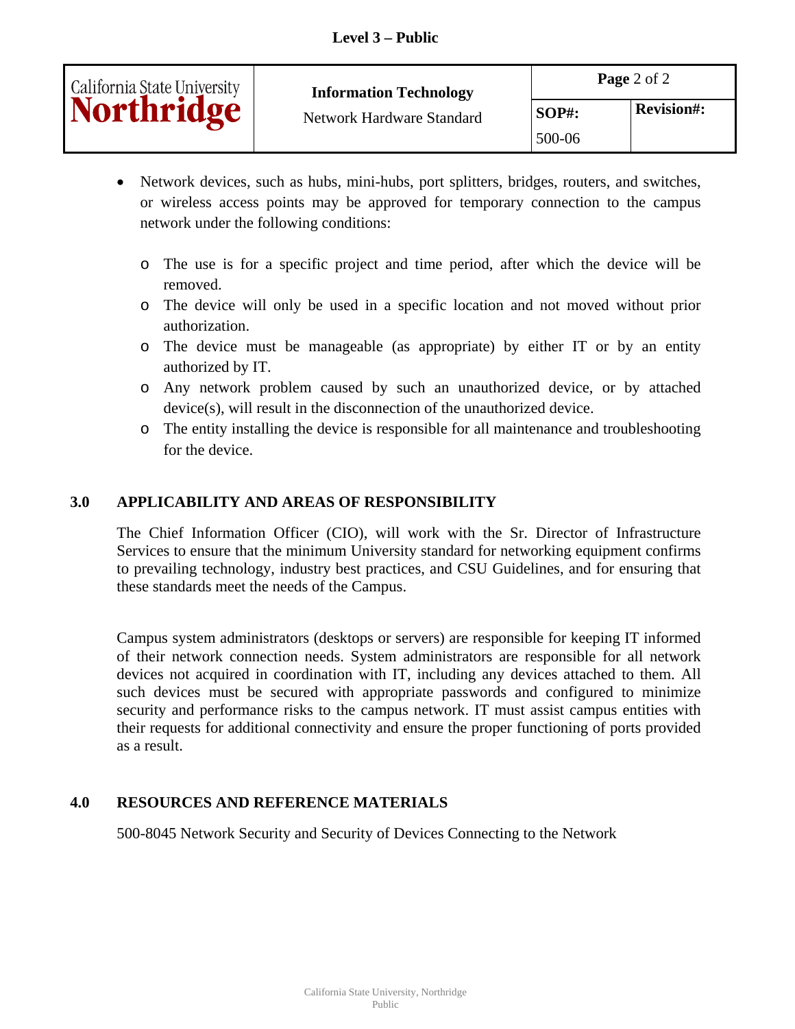- Network devices, such as hubs, mini-hubs, port splitters, bridges, routers, and switches, or wireless access points may be approved for temporary connection to the campus network under the following conditions:
  - The use is for a specific project and time period, after which the device will be removed.
  - The device will only be used in a specific location and not moved without prior authorization.
  - The device must be manageable (as appropriate) by either IT or by an entity authorized by IT.
  - Any network problem caused by such an unauthorized device, or by attached device(s), will result in the disconnection of the unauthorized device.
  - The entity installing the device is responsible for all maintenance and troubleshooting for the device.

## 3.0 APPLICABILITY AND AREAS OF RESPONSIBILITY

The Chief Information Officer (CIO), will work with the Sr. Director of Infrastructure Services to ensure that the minimum University standard for networking equipment confirms to prevailing technology, industry best practices, and CSU Guidelines, and for ensuring that these standards meet the needs of the Campus.

Campus system administrators (desktops or servers) are responsible for keeping IT informed of their network connection needs. System administrators are responsible for all network devices not acquired in coordination with IT, including any devices attached to them. All such devices must be secured with appropriate passwords and configured to minimize security and performance risks to the campus network. IT must assist campus entities with their requests for additional connectivity and ensure the proper functioning of ports provided as a result.

## 4.0 RESOURCES AND REFERENCE MATERIALS

500-8045 Network Security and Security of Devices Connecting to the Network